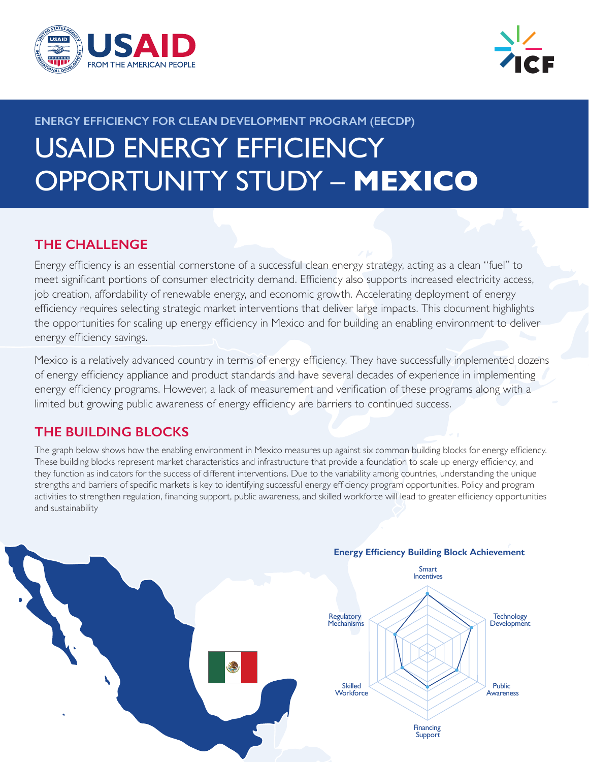## ENERGY EFFICIENCY FOR CLEAN DEVELOPMENT PROGRAM (EECDP)

# USAID ENERGY EFFICIENCY OPPORTUNITY STUDY – **MEXICO**

## THE CHALLENGE

Energy efficiency is an essential cornerstone of a successful clean energy strategy, acting as a clean "fuel" to meet significant portions of consumer electricity demand. Efficiency also supports increased electricity access, job creation, affordability of renewable energy, and economic growth. Accelerating deployment of energy efficiency requires selecting strategic market interventions that deliver large impacts. This document highlights the opportunities for scaling up energy efficiency in Mexico and for building an enabling environment to deliver energy efficiency savings.

Mexico is a relatively advanced country in terms of energy efficiency. They have successfully implemented dozens of energy efficiency appliance and product standards and have several decades of experience in implementing energy efficiency programs. However, a lack of measurement and verification of these programs along with a limited but growing public awareness of energy efficiency are barriers to continued success.

## THE BUILDING BLOCKS

The graph below shows how the enabling environment in Mexico measures up against six common building blocks for energy efficiency. These building blocks represent market characteristics and infrastructure that provide a foundation to scale up energy efficiency, and they function as indicators for the success of different interventions. Due to the variability among countries, understanding the unique strengths and barriers of specific markets is key to identifying successful energy efficiency program opportunities. Policy and program activities to strengthen regulation, financing support, public awareness, and skilled workforce will lead to greater efficiency opportunities and sustainability

**Energy Efficiency Building Block Achievement**

Smart Incentives

Technology Development

Public Awareness

Financing Support

Skilled Workforce

Regulatory Mechanisms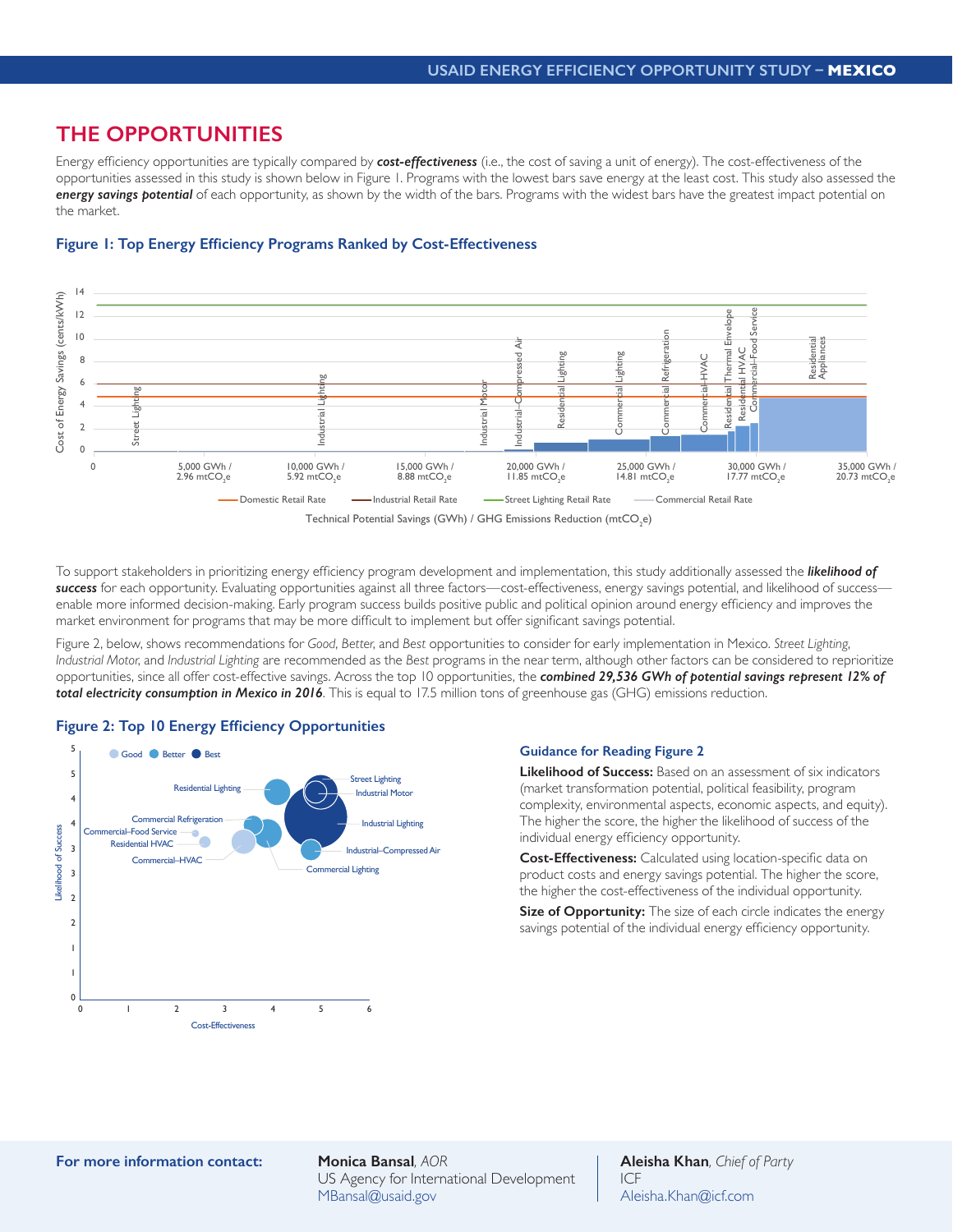## THE OPPORTUNITIES

Energy efficiency opportunities are typically compared by ***cost-effectiveness*** (i.e., the cost of saving a unit of energy). The cost-effectiveness of the opportunities assessed in this study is shown below in Figure 1. Programs with the lowest bars save energy at the least cost. This study also assessed the ***energy savings potential*** of each opportunity, as shown by the width of the bars. Programs with the widest bars have the greatest impact potential on the market.

### Figure 1: Top Energy Efficiency Programs Ranked by Cost-Effectiveness

Cost of Energy Savings (cents/kWh)

14
12
10
8
6
4
2
0

Street Lighting
Industrial Lighting
Industrial Motor
Industrial–Compressed Air
Residential Lighting
Commercial Lighting
Commercial Refrigeration
Commercial–HVAC
Residential Thermal Envelope
Residential HVAC
Commercial–Food Service
Residential Appliances

0
5,000 GWh / 2.96 $mtCO_2e$
10,000 GWh / 5.92 $mtCO_2e$
15,000 GWh / 8.88 $mtCO_2e$
20,000 GWh / 11.85 $mtCO_2e$
25,000 GWh / 14.81 $mtCO_2e$
30,000 GWh / 17.77 $mtCO_2e$
35,000 GWh / 20.73 $mtCO_2e$

Domestic Retail Rate
Industrial Retail Rate
Street Lighting Retail Rate
Commercial Retail Rate

Technical Potential Savings (GWh) / GHG Emissions Reduction ($mtCO_2e$)

To support stakeholders in prioritizing energy efficiency program development and implementation, this study additionally assessed the ***likelihood of success*** for each opportunity. Evaluating opportunities against all three factors—cost-effectiveness, energy savings potential, and likelihood of success—enable more informed decision-making. Early program success builds positive public and political opinion around energy efficiency and improves the market environment for programs that may be more difficult to implement but offer significant savings potential.

Figure 2, below, shows recommendations for *Good*, *Better*, and *Best* opportunities to consider for early implementation in Mexico. *Street Lighting*, *Industrial Motor*, and *Industrial Lighting* are recommended as the *Best* programs in the near term, although other factors can be considered to reprioritize opportunities, since all offer cost-effective savings. Across the top 10 opportunities, the ***combined 29,536 GWh of potential savings represent 12% of total electricity consumption in Mexico in 2016***. This is equal to 17.5 million tons of greenhouse gas (GHG) emissions reduction.

### Figure 2: Top 10 Energy Efficiency Opportunities

Good
Better
Best

Likelihood of Success

5
5
4
4
3
3
2
2
1
1
0

Residential Lighting
Street Lighting
Industrial Motor
Commercial Refrigeration
Commercial–Food Service
Residential HVAC
Industrial Lighting
Industrial–Compressed Air
Commercial–HVAC
Commercial Lighting

0
1
2
3
4
5
6

Cost-Effectiveness

#### Guidance for Reading Figure 2

**Likelihood of Success:** Based on an assessment of six indicators (market transformation potential, political feasibility, program complexity, environmental aspects, economic aspects, and equity). The higher the score, the higher the likelihood of success of the individual energy efficiency opportunity.

**Cost-Effectiveness:** Calculated using location-specific data on product costs and energy savings potential. The higher the score, the higher the cost-effectiveness of the individual opportunity.

**Size of Opportunity:** The size of each circle indicates the energy savings potential of the individual energy efficiency opportunity.

**For more information contact:**

**Monica Bansal**, *AOR*
US Agency for International Development
MBansal@usaid.gov

**Aleisha Khan**, *Chief of Party*
ICF
Aleisha.Khan@icf.com